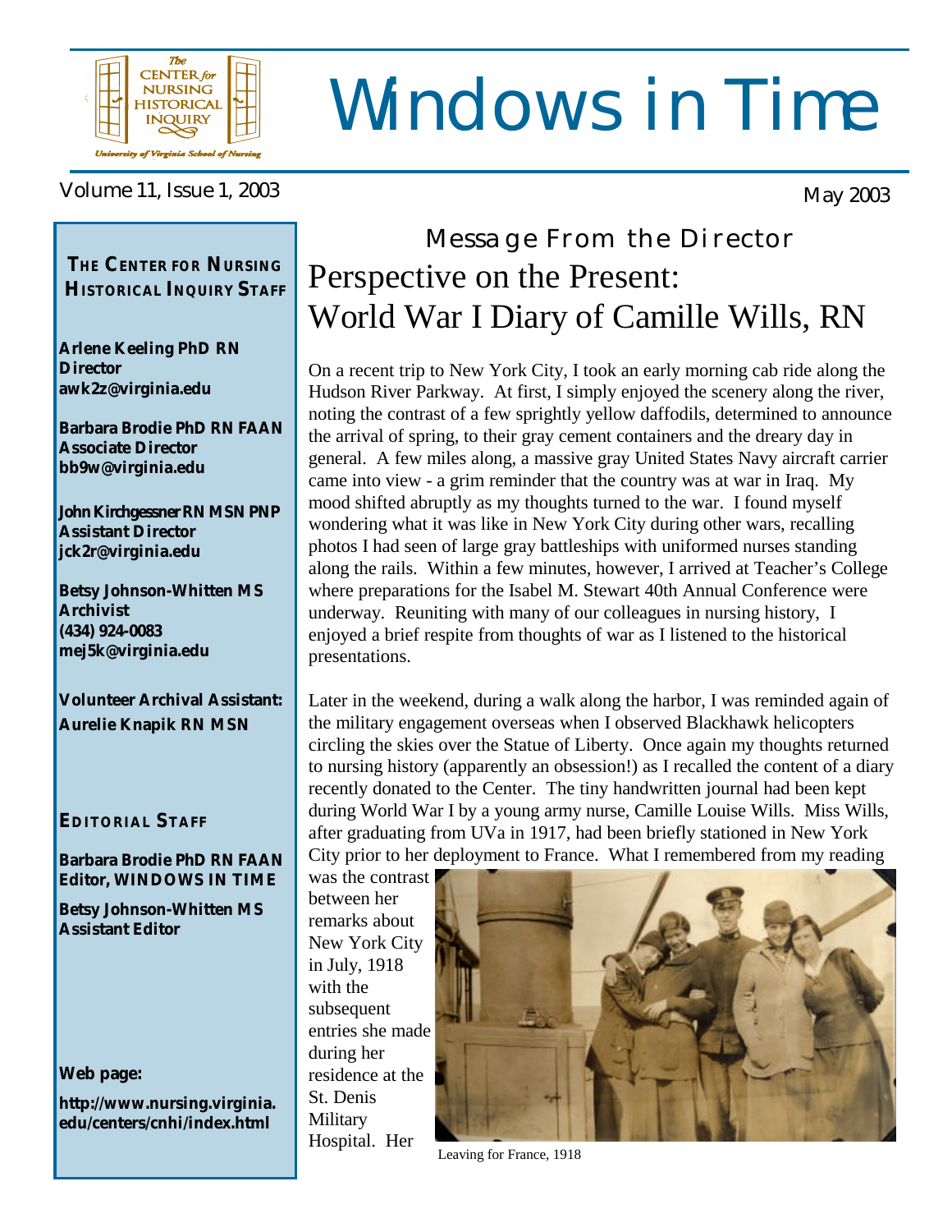# Windows in Time

Volume 11, Issue 1, 2003

May 2003

**THE CENTER FOR NURSING HISTORICAL INQUIRY STAFF**

**Arlene Keeling PhD RN**
**Director**
**awk2z@virginia.edu**

**Barbara Brodie PhD RN FAAN**
**Associate Director**
**bb9w@virginia.edu**

**John Kirchgessner RN MSN PNP**
**Assistant Director**
**jck2r@virginia.edu**

**Betsy Johnson-Whitten MS**
**Archivist**
**(434) 924-0083**
**mej5k@virginia.edu**

**Volunteer Archival Assistant:**
**Aurelie Knapik RN MSN**

**EDITORIAL STAFF**

**Barbara Brodie PhD RN FAAN**
**Editor, WINDOWS IN TIME**

**Betsy Johnson-Whitten MS**
**Assistant Editor**

**Web page:**

**http://www.nursing.virginia.edu/centers/cnhi/index.html**

## Message From the Director

# Perspective on the Present: World War I Diary of Camille Wills, RN

On a recent trip to New York City, I took an early morning cab ride along the Hudson River Parkway. At first, I simply enjoyed the scenery along the river, noting the contrast of a few sprightly yellow daffodils, determined to announce the arrival of spring, to their gray cement containers and the dreary day in general. A few miles along, a massive gray United States Navy aircraft carrier came into view - a grim reminder that the country was at war in Iraq. My mood shifted abruptly as my thoughts turned to the war. I found myself wondering what it was like in New York City during other wars, recalling photos I had seen of large gray battleships with uniformed nurses standing along the rails. Within a few minutes, however, I arrived at Teacher's College where preparations for the Isabel M. Stewart 40th Annual Conference were underway. Reuniting with many of our colleagues in nursing history, I enjoyed a brief respite from thoughts of war as I listened to the historical presentations.

Later in the weekend, during a walk along the harbor, I was reminded again of the military engagement overseas when I observed Blackhawk helicopters circling the skies over the Statue of Liberty. Once again my thoughts returned to nursing history (apparently an obsession!) as I recalled the content of a diary recently donated to the Center. The tiny handwritten journal had been kept during World War I by a young army nurse, Camille Louise Wills. Miss Wills, after graduating from UVa in 1917, had been briefly stationed in New York City prior to her deployment to France. What I remembered from my reading was the contrast between her remarks about New York City in July, 1918 with the subsequent entries she made during her residence at the St. Denis Military Hospital. Her

Leaving for France, 1918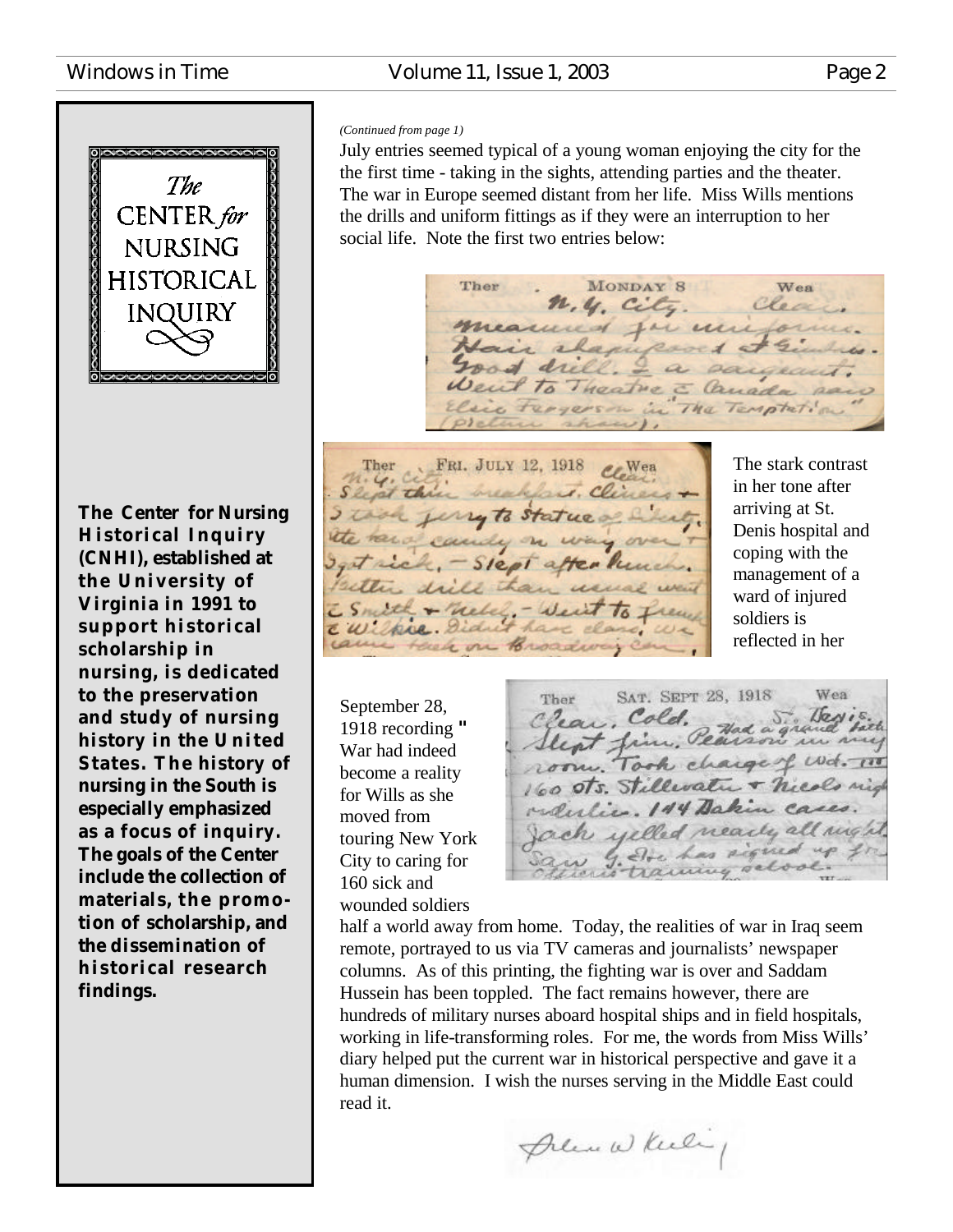*(Continued from page 1)*

July entries seemed typical of a young woman enjoying the city for the the first time - taking in the sights, attending parties and the theater. The war in Europe seemed distant from her life. Miss Wills mentions the drills and uniform fittings as if they were an interruption to her social life. Note the first two entries below:

The stark contrast in her tone after arriving at St. Denis hospital and coping with the management of a ward of injured soldiers is reflected in her September 28, 1918 recording " War had indeed become a reality for Wills as she moved from touring New York City to caring for 160 sick and wounded soldiers half a world away from home. Today, the realities of war in Iraq seem remote, portrayed to us via TV cameras and journalists' newspaper columns. As of this printing, the fighting war is over and Saddam Hussein has been toppled. The fact remains however, there are hundreds of military nurses aboard hospital ships and in field hospitals, working in life-transforming roles. For me, the words from Miss Wills' diary helped put the current war in historical perspective and gave it a human dimension. I wish the nurses serving in the Middle East could read it.

---

The CENTER *for* NURSING HISTORICAL INQUIRY

**The Center for Nursing Historical Inquiry (CNHI), established at the University of Virginia in 1991 to support historical scholarship in nursing, is dedicated to the preservation and study of nursing history in the United States. The history of nursing in the South is especially emphasized as a focus of inquiry. The goals of the Center include the collection of materials, the promotion of scholarship, and the dissemination of historical research findings.**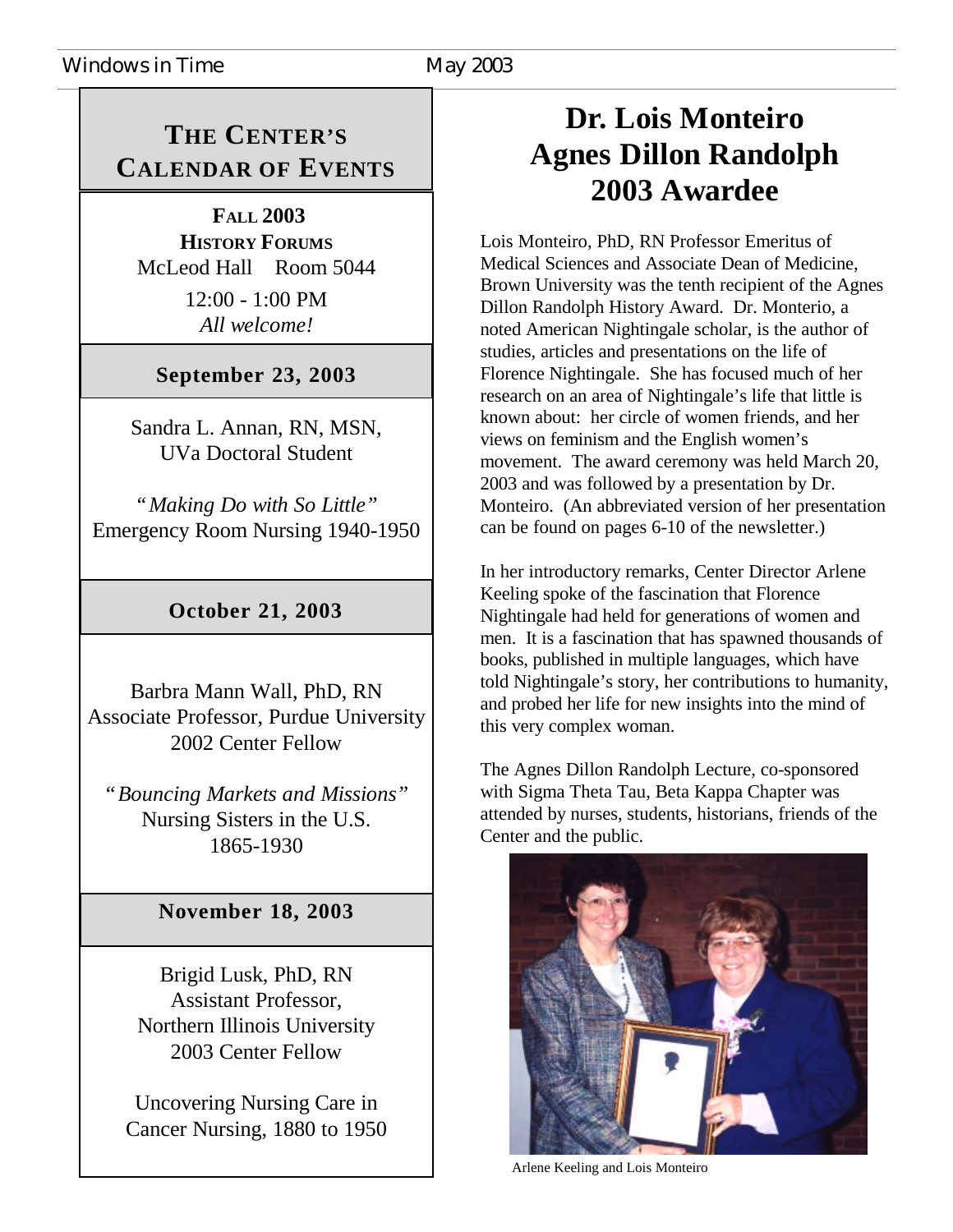## The Center's Calendar of Events

**Fall 2003**
**History Forums**
McLeod Hall Room 5044
12:00 - 1:00 PM
*All welcome!*

**September 23, 2003**

Sandra L. Annan, RN, MSN,
UVa Doctoral Student

*"Making Do with So Little"*
Emergency Room Nursing 1940-1950

**October 21, 2003**

Barbra Mann Wall, PhD, RN
Associate Professor, Purdue University
2002 Center Fellow

*"Bouncing Markets and Missions"*
Nursing Sisters in the U.S.
1865-1930

**November 18, 2003**

Brigid Lusk, PhD, RN
Assistant Professor,
Northern Illinois University
2003 Center Fellow

Uncovering Nursing Care in
Cancer Nursing, 1880 to 1950

# Dr. Lois Monteiro Agnes Dillon Randolph 2003 Awardee

Lois Monteiro, PhD, RN Professor Emeritus of Medical Sciences and Associate Dean of Medicine, Brown University was the tenth recipient of the Agnes Dillon Randolph History Award. Dr. Monterio, a noted American Nightingale scholar, is the author of studies, articles and presentations on the life of Florence Nightingale. She has focused much of her research on an area of Nightingale's life that little is known about: her circle of women friends, and her views on feminism and the English women's movement. The award ceremony was held March 20, 2003 and was followed by a presentation by Dr. Monteiro. (An abbreviated version of her presentation can be found on pages 6-10 of the newsletter.)

In her introductory remarks, Center Director Arlene Keeling spoke of the fascination that Florence Nightingale had held for generations of women and men. It is a fascination that has spawned thousands of books, published in multiple languages, which have told Nightingale's story, her contributions to humanity, and probed her life for new insights into the mind of this very complex woman.

The Agnes Dillon Randolph Lecture, co-sponsored with Sigma Theta Tau, Beta Kappa Chapter was attended by nurses, students, historians, friends of the Center and the public.

Arlene Keeling and Lois Monteiro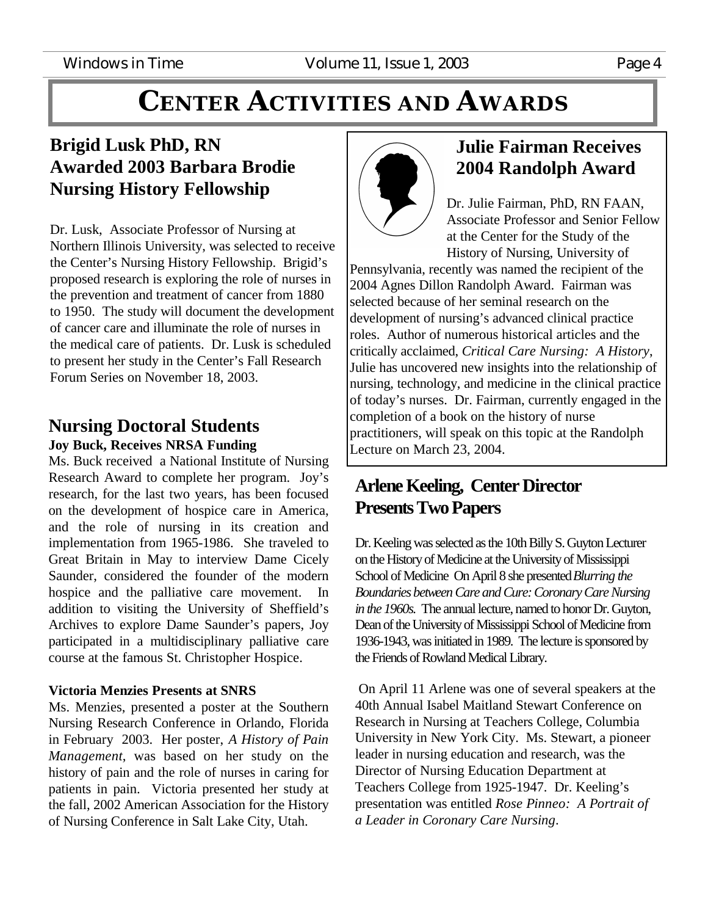# CENTER ACTIVITIES AND AWARDS

## Brigid Lusk PhD, RN Awarded 2003 Barbara Brodie Nursing History Fellowship

Dr. Lusk, Associate Professor of Nursing at Northern Illinois University, was selected to receive the Center's Nursing History Fellowship. Brigid's proposed research is exploring the role of nurses in the prevention and treatment of cancer from 1880 to 1950. The study will document the development of cancer care and illuminate the role of nurses in the medical care of patients. Dr. Lusk is scheduled to present her study in the Center's Fall Research Forum Series on November 18, 2003.

## Nursing Doctoral Students

**Joy Buck, Receives NRSA Funding**

Ms. Buck received a National Institute of Nursing Research Award to complete her program. Joy's research, for the last two years, has been focused on the development of hospice care in America, and the role of nursing in its creation and implementation from 1965-1986. She traveled to Great Britain in May to interview Dame Cicely Saunder, considered the founder of the modern hospice and the palliative care movement. In addition to visiting the University of Sheffield's Archives to explore Dame Saunder's papers, Joy participated in a multidisciplinary palliative care course at the famous St. Christopher Hospice.

**Victoria Menzies Presents at SNRS**

Ms. Menzies, presented a poster at the Southern Nursing Research Conference in Orlando, Florida in February 2003. Her poster, *A History of Pain Management*, was based on her study on the history of pain and the role of nurses in caring for patients in pain. Victoria presented her study at the fall, 2002 American Association for the History of Nursing Conference in Salt Lake City, Utah.

## Julie Fairman Receives 2004 Randolph Award

Dr. Julie Fairman, PhD, RN FAAN, Associate Professor and Senior Fellow at the Center for the Study of the History of Nursing, University of Pennsylvania, recently was named the recipient of the 2004 Agnes Dillon Randolph Award. Fairman was selected because of her seminal research on the development of nursing's advanced clinical practice roles. Author of numerous historical articles and the critically acclaimed, *Critical Care Nursing: A History*, Julie has uncovered new insights into the relationship of nursing, technology, and medicine in the clinical practice of today's nurses. Dr. Fairman, currently engaged in the completion of a book on the history of nurse practitioners, will speak on this topic at the Randolph Lecture on March 23, 2004.

## Arlene Keeling, Center Director Presents Two Papers

Dr. Keeling was selected as the 10th Billy S. Guyton Lecturer on the History of Medicine at the University of Mississippi School of Medicine On April 8 she presented *Blurring the Boundaries between Care and Cure: Coronary Care Nursing in the 1960s*. The annual lecture, named to honor Dr. Guyton, Dean of the University of Mississippi School of Medicine from 1936-1943, was initiated in 1989. The lecture is sponsored by the Friends of Rowland Medical Library.

On April 11 Arlene was one of several speakers at the 40th Annual Isabel Maitland Stewart Conference on Research in Nursing at Teachers College, Columbia University in New York City. Ms. Stewart, a pioneer leader in nursing education and research, was the Director of Nursing Education Department at Teachers College from 1925-1947. Dr. Keeling's presentation was entitled *Rose Pinneo: A Portrait of a Leader in Coronary Care Nursing*.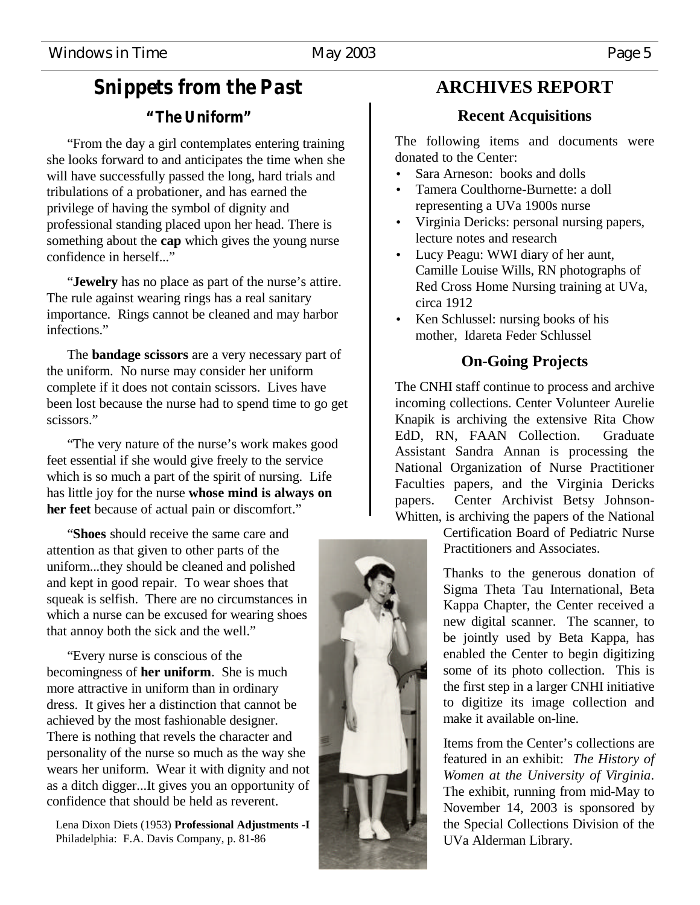## Snippets from the Past

### "The Uniform"

"From the day a girl contemplates entering training she looks forward to and anticipates the time when she will have successfully passed the long, hard trials and tribulations of a probationer, and has earned the privilege of having the symbol of dignity and professional standing placed upon her head. There is something about the **cap** which gives the young nurse confidence in herself..."

"**Jewelry** has no place as part of the nurse's attire. The rule against wearing rings has a real sanitary importance. Rings cannot be cleaned and may harbor infections."

The **bandage scissors** are a very necessary part of the uniform. No nurse may consider her uniform complete if it does not contain scissors. Lives have been lost because the nurse had to spend time to go get scissors."

"The very nature of the nurse's work makes good feet essential if she would give freely to the service which is so much a part of the spirit of nursing. Life has little joy for the nurse **whose mind is always on her feet** because of actual pain or discomfort."

"**Shoes** should receive the same care and attention as that given to other parts of the uniform...they should be cleaned and polished and kept in good repair. To wear shoes that squeak is selfish. There are no circumstances in which a nurse can be excused for wearing shoes that annoy both the sick and the well."

"Every nurse is conscious of the becomingness of **her uniform**. She is much more attractive in uniform than in ordinary dress. It gives her a distinction that cannot be achieved by the most fashionable designer. There is nothing that revels the character and personality of the nurse so much as the way she wears her uniform. Wear it with dignity and not as a ditch digger...It gives you an opportunity of confidence that should be held as reverent.

Lena Dixon Diets (1953) **Professional Adjustments -I** Philadelphia: F.A. Davis Company, p. 81-86

## ARCHIVES REPORT

### Recent Acquisitions

The following items and documents were donated to the Center:

- Sara Arneson: books and dolls
- Tamera Coulthorne-Burnette: a doll representing a UVa 1900s nurse
- Virginia Dericks: personal nursing papers, lecture notes and research
- Lucy Peagu: WWI diary of her aunt, Camille Louise Wills, RN photographs of Red Cross Home Nursing training at UVa, circa 1912
- Ken Schlussel: nursing books of his mother, Idareta Feder Schlussel

### On-Going Projects

The CNHI staff continue to process and archive incoming collections. Center Volunteer Aurelie Knapik is archiving the extensive Rita Chow EdD, RN, FAAN Collection. Graduate Assistant Sandra Annan is processing the National Organization of Nurse Practitioner Faculties papers, and the Virginia Dericks papers. Center Archivist Betsy Johnson-Whitten, is archiving the papers of the National Certification Board of Pediatric Nurse Practitioners and Associates.

Thanks to the generous donation of Sigma Theta Tau International, Beta Kappa Chapter, the Center received a new digital scanner. The scanner, to be jointly used by Beta Kappa, has enabled the Center to begin digitizing some of its photo collection. This is the first step in a larger CNHI initiative to digitize its image collection and make it available on-line.

Items from the Center's collections are featured in an exhibit: *The History of Women at the University of Virginia*. The exhibit, running from mid-May to November 14, 2003 is sponsored by the Special Collections Division of the UVa Alderman Library.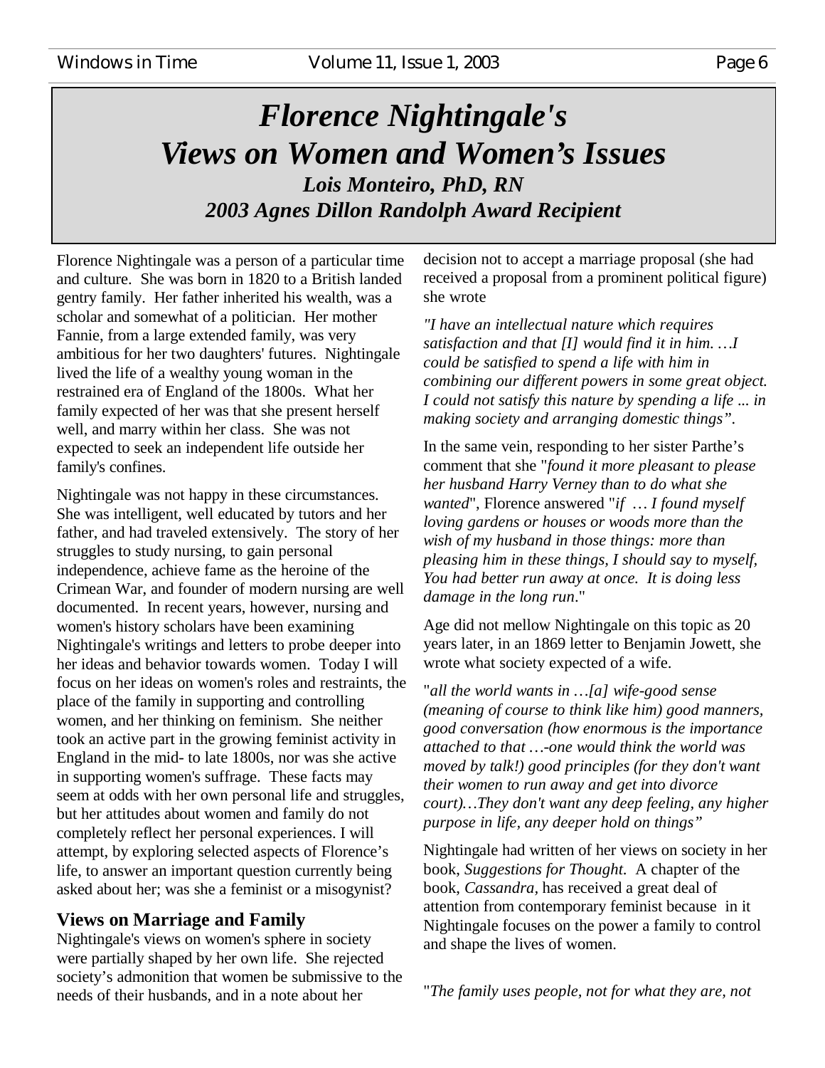# *Florence Nightingale's Views on Women and Women's Issues*

***Lois Monteiro, PhD, RN***

***2003 Agnes Dillon Randolph Award Recipient***

Florence Nightingale was a person of a particular time and culture. She was born in 1820 to a British landed gentry family. Her father inherited his wealth, was a scholar and somewhat of a politician. Her mother Fannie, from a large extended family, was very ambitious for her two daughters' futures. Nightingale lived the life of a wealthy young woman in the restrained era of England of the 1800s. What her family expected of her was that she present herself well, and marry within her class. She was not expected to seek an independent life outside her family's confines.

Nightingale was not happy in these circumstances. She was intelligent, well educated by tutors and her father, and had traveled extensively. The story of her struggles to study nursing, to gain personal independence, achieve fame as the heroine of the Crimean War, and founder of modern nursing are well documented. In recent years, however, nursing and women's history scholars have been examining Nightingale's writings and letters to probe deeper into her ideas and behavior towards women. Today I will focus on her ideas on women's roles and restraints, the place of the family in supporting and controlling women, and her thinking on feminism. She neither took an active part in the growing feminist activity in England in the mid- to late 1800s, nor was she active in supporting women's suffrage. These facts may seem at odds with her own personal life and struggles, but her attitudes about women and family do not completely reflect her personal experiences. I will attempt, by exploring selected aspects of Florence's life, to answer an important question currently being asked about her; was she a feminist or a misogynist?

## Views on Marriage and Family

Nightingale's views on women's sphere in society were partially shaped by her own life. She rejected society's admonition that women be submissive to the needs of their husbands, and in a note about her decision not to accept a marriage proposal (she had received a proposal from a prominent political figure) she wrote

*"I have an intellectual nature which requires satisfaction and that [I] would find it in him. …I could be satisfied to spend a life with him in combining our different powers in some great object. I could not satisfy this nature by spending a life ... in making society and arranging domestic things".*

In the same vein, responding to her sister Parthe's comment that she "*found it more pleasant to please her husband Harry Verney than to do what she wanted*", Florence answered "*if … I found myself loving gardens or houses or woods more than the wish of my husband in those things: more than pleasing him in these things, I should say to myself, You had better run away at once. It is doing less damage in the long run*."

Age did not mellow Nightingale on this topic as 20 years later, in an 1869 letter to Benjamin Jowett, she wrote what society expected of a wife.

"*all the world wants in …[a] wife-good sense (meaning of course to think like him) good manners, good conversation (how enormous is the importance attached to that …-one would think the world was moved by talk!) good principles (for they don't want their women to run away and get into divorce court)…They don't want any deep feeling, any higher purpose in life, any deeper hold on things"*

Nightingale had written of her views on society in her book, *Suggestions for Thought*. A chapter of the book, *Cassandra,* has received a great deal of attention from contemporary feminist because in it Nightingale focuses on the power a family to control and shape the lives of women.

"*The family uses people, not for what they are, not*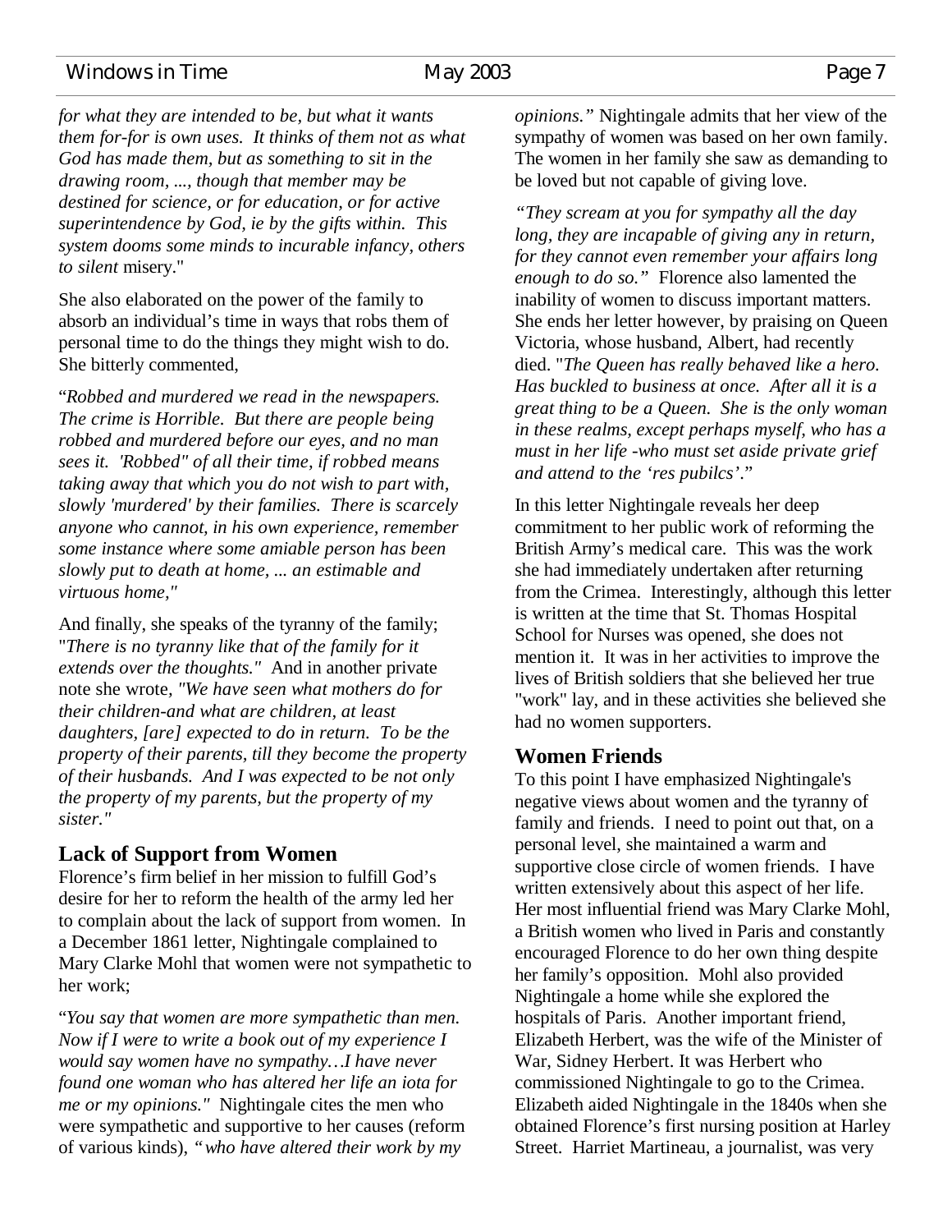*for what they are intended to be, but what it wants them for-for is own uses. It thinks of them not as what God has made them, but as something to sit in the drawing room, ..., though that member may be destined for science, or for education, or for active superintendence by God, ie by the gifts within. This system dooms some minds to incurable infancy, others to silent* misery."

She also elaborated on the power of the family to absorb an individual's time in ways that robs them of personal time to do the things they might wish to do. She bitterly commented,

"*Robbed and murdered we read in the newspapers. The crime is Horrible. But there are people being robbed and murdered before our eyes, and no man sees it. 'Robbed" of all their time, if robbed means taking away that which you do not wish to part with, slowly 'murdered' by their families. There is scarcely anyone who cannot, in his own experience, remember some instance where some amiable person has been slowly put to death at home, ... an estimable and virtuous home,"*

And finally, she speaks of the tyranny of the family; "*There is no tyranny like that of the family for it extends over the thoughts."* And in another private note she wrote, *"We have seen what mothers do for their children-and what are children, at least daughters, [are] expected to do in return. To be the property of their parents, till they become the property of their husbands. And I was expected to be not only the property of my parents, but the property of my sister."*

## Lack of Support from Women

Florence's firm belief in her mission to fulfill God's desire for her to reform the health of the army led her to complain about the lack of support from women. In a December 1861 letter, Nightingale complained to Mary Clarke Mohl that women were not sympathetic to her work;

"*You say that women are more sympathetic than men. Now if I were to write a book out of my experience I would say women have no sympathy…I have never found one woman who has altered her life an iota for me or my opinions."* Nightingale cites the men who were sympathetic and supportive to her causes (reform of various kinds), *"who have altered their work by my opinions."* Nightingale admits that her view of the sympathy of women was based on her own family. The women in her family she saw as demanding to be loved but not capable of giving love.

*"They scream at you for sympathy all the day long, they are incapable of giving any in return, for they cannot even remember your affairs long enough to do so."* Florence also lamented the inability of women to discuss important matters. She ends her letter however, by praising on Queen Victoria, whose husband, Albert, had recently died. "*The Queen has really behaved like a hero. Has buckled to business at once. After all it is a great thing to be a Queen. She is the only woman in these realms, except perhaps myself, who has a must in her life -who must set aside private grief and attend to the 'res pubilcs'*."

In this letter Nightingale reveals her deep commitment to her public work of reforming the British Army's medical care. This was the work she had immediately undertaken after returning from the Crimea. Interestingly, although this letter is written at the time that St. Thomas Hospital School for Nurses was opened, she does not mention it. It was in her activities to improve the lives of British soldiers that she believed her true "work" lay, and in these activities she believed she had no women supporters.

## Women Friends

To this point I have emphasized Nightingale's negative views about women and the tyranny of family and friends. I need to point out that, on a personal level, she maintained a warm and supportive close circle of women friends. I have written extensively about this aspect of her life. Her most influential friend was Mary Clarke Mohl, a British women who lived in Paris and constantly encouraged Florence to do her own thing despite her family's opposition. Mohl also provided Nightingale a home while she explored the hospitals of Paris. Another important friend, Elizabeth Herbert, was the wife of the Minister of War, Sidney Herbert. It was Herbert who commissioned Nightingale to go to the Crimea. Elizabeth aided Nightingale in the 1840s when she obtained Florence's first nursing position at Harley Street. Harriet Martineau, a journalist, was very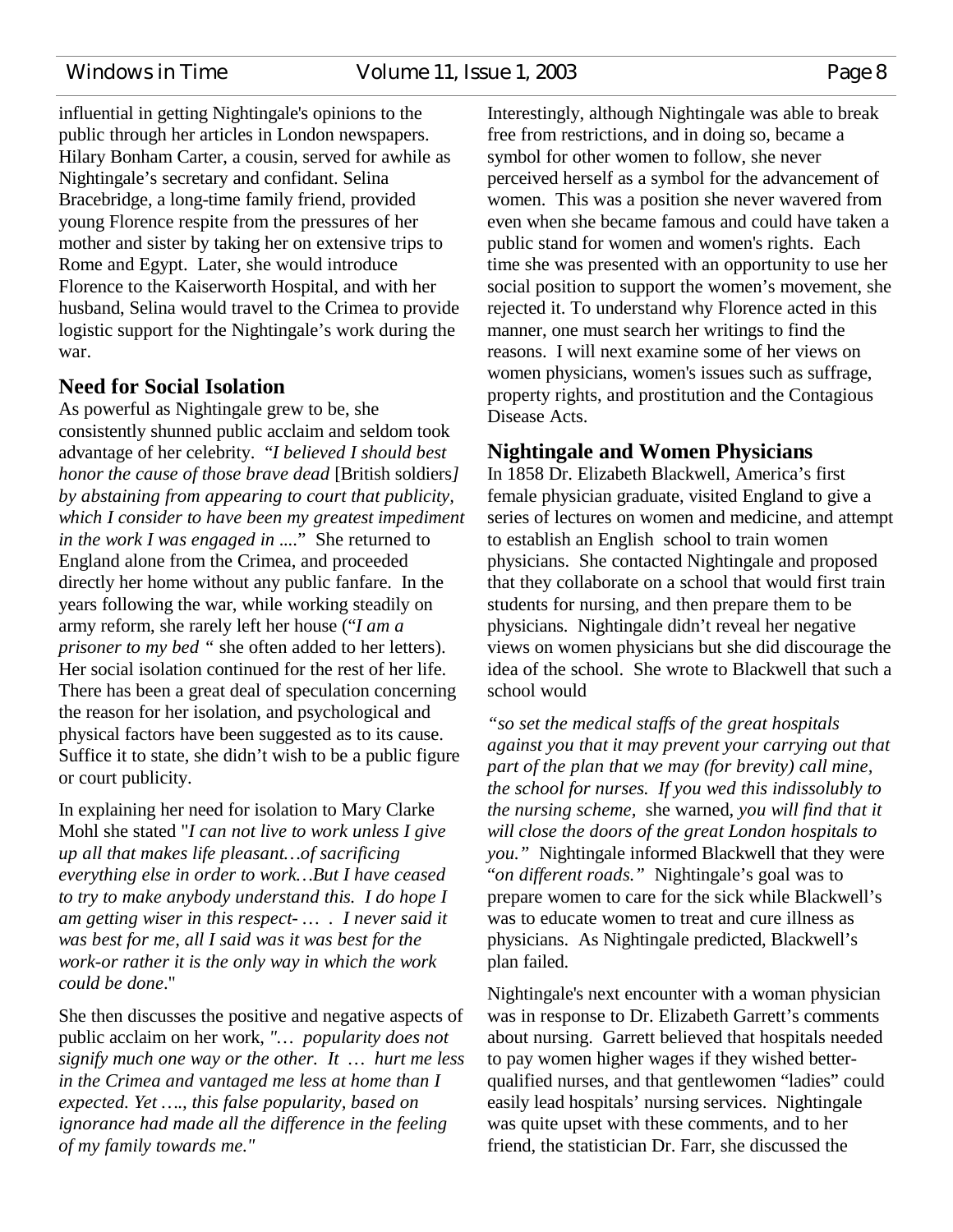influential in getting Nightingale's opinions to the public through her articles in London newspapers. Hilary Bonham Carter, a cousin, served for awhile as Nightingale's secretary and confidant. Selina Bracebridge, a long-time family friend, provided young Florence respite from the pressures of her mother and sister by taking her on extensive trips to Rome and Egypt. Later, she would introduce Florence to the Kaiserworth Hospital, and with her husband, Selina would travel to the Crimea to provide logistic support for the Nightingale's work during the war.

## Need for Social Isolation

As powerful as Nightingale grew to be, she consistently shunned public acclaim and seldom took advantage of her celebrity. "*I believed I should best honor the cause of those brave dead* [British soldiers*] by abstaining from appearing to court that publicity, which I consider to have been my greatest impediment in the work I was engaged in ....*" She returned to England alone from the Crimea, and proceeded directly her home without any public fanfare. In the years following the war, while working steadily on army reform, she rarely left her house ("*I am a prisoner to my bed* " she often added to her letters). Her social isolation continued for the rest of her life. There has been a great deal of speculation concerning the reason for her isolation, and psychological and physical factors have been suggested as to its cause. Suffice it to state, she didn't wish to be a public figure or court publicity.

In explaining her need for isolation to Mary Clarke Mohl she stated "*I can not live to work unless I give up all that makes life pleasant…of sacrificing everything else in order to work…But I have ceased to try to make anybody understand this. I do hope I am getting wiser in this respect- … . I never said it was best for me, all I said was it was best for the work-or rather it is the only way in which the work could be done*."

She then discusses the positive and negative aspects of public acclaim on her work, *"… popularity does not signify much one way or the other. It … hurt me less in the Crimea and vantaged me less at home than I expected. Yet …., this false popularity, based on ignorance had made all the difference in the feeling of my family towards me."*

Interestingly, although Nightingale was able to break free from restrictions, and in doing so, became a symbol for other women to follow, she never perceived herself as a symbol for the advancement of women. This was a position she never wavered from even when she became famous and could have taken a public stand for women and women's rights. Each time she was presented with an opportunity to use her social position to support the women's movement, she rejected it. To understand why Florence acted in this manner, one must search her writings to find the reasons. I will next examine some of her views on women physicians, women's issues such as suffrage, property rights, and prostitution and the Contagious Disease Acts.

## Nightingale and Women Physicians

In 1858 Dr. Elizabeth Blackwell, America's first female physician graduate, visited England to give a series of lectures on women and medicine, and attempt to establish an English school to train women physicians. She contacted Nightingale and proposed that they collaborate on a school that would first train students for nursing, and then prepare them to be physicians. Nightingale didn't reveal her negative views on women physicians but she did discourage the idea of the school. She wrote to Blackwell that such a school would

*"so set the medical staffs of the great hospitals against you that it may prevent your carrying out that part of the plan that we may (for brevity) call mine, the school for nurses. If you wed this indissolubly to the nursing scheme,* she warned, *you will find that it will close the doors of the great London hospitals to you."* Nightingale informed Blackwell that they were "*on different roads."* Nightingale's goal was to prepare women to care for the sick while Blackwell's was to educate women to treat and cure illness as physicians. As Nightingale predicted, Blackwell's plan failed.

Nightingale's next encounter with a woman physician was in response to Dr. Elizabeth Garrett's comments about nursing. Garrett believed that hospitals needed to pay women higher wages if they wished better-qualified nurses, and that gentlewomen "ladies" could easily lead hospitals' nursing services. Nightingale was quite upset with these comments, and to her friend, the statistician Dr. Farr, she discussed the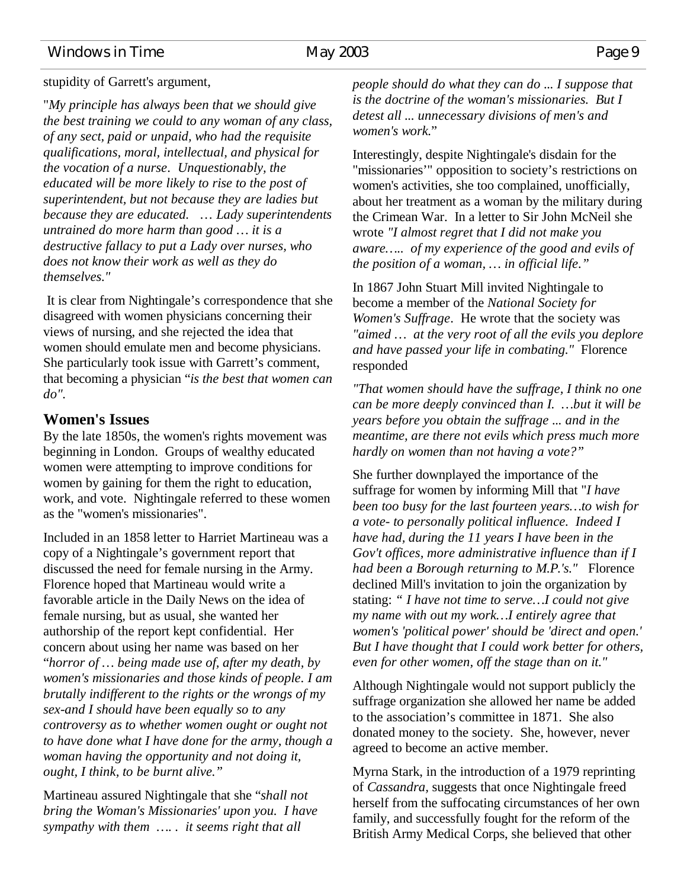stupidity of Garrett's argument,

"*My principle has always been that we should give the best training we could to any woman of any class, of any sect, paid or unpaid, who had the requisite qualifications, moral, intellectual, and physical for the vocation of a nurse. Unquestionably, the educated will be more likely to rise to the post of superintendent, but not because they are ladies but because they are educated. … Lady superintendents untrained do more harm than good … it is a destructive fallacy to put a Lady over nurses, who does not know their work as well as they do themselves."*

It is clear from Nightingale's correspondence that she disagreed with women physicians concerning their views of nursing, and she rejected the idea that women should emulate men and become physicians. She particularly took issue with Garrett's comment, that becoming a physician "*is the best that women can do".*

## Women's Issues

By the late 1850s, the women's rights movement was beginning in London. Groups of wealthy educated women were attempting to improve conditions for women by gaining for them the right to education, work, and vote. Nightingale referred to these women as the "women's missionaries".

Included in an 1858 letter to Harriet Martineau was a copy of a Nightingale's government report that discussed the need for female nursing in the Army. Florence hoped that Martineau would write a favorable article in the Daily News on the idea of female nursing, but as usual, she wanted her authorship of the report kept confidential. Her concern about using her name was based on her "*horror of … being made use of, after my death, by women's missionaries and those kinds of people. I am brutally indifferent to the rights or the wrongs of my sex-and I should have been equally so to any controversy as to whether women ought or ought not to have done what I have done for the army, though a woman having the opportunity and not doing it, ought, I think, to be burnt alive."*

Martineau assured Nightingale that she "*shall not bring the Woman's Missionaries' upon you. I have sympathy with them …. . it seems right that all people should do what they can do ... I suppose that is the doctrine of the woman's missionaries. But I detest all ... unnecessary divisions of men's and women's work.*"

Interestingly, despite Nightingale's disdain for the "missionaries'" opposition to society's restrictions on women's activities, she too complained, unofficially, about her treatment as a woman by the military during the Crimean War. In a letter to Sir John McNeil she wrote *"I almost regret that I did not make you aware….. of my experience of the good and evils of the position of a woman, … in official life."*

In 1867 John Stuart Mill invited Nightingale to become a member of the *National Society for Women's Suffrage*. He wrote that the society was *"aimed … at the very root of all the evils you deplore and have passed your life in combating."* Florence responded

*"That women should have the suffrage, I think no one can be more deeply convinced than I. …but it will be years before you obtain the suffrage ... and in the meantime, are there not evils which press much more hardly on women than not having a vote?"*

She further downplayed the importance of the suffrage for women by informing Mill that "*I have been too busy for the last fourteen years…to wish for a vote- to personally political influence. Indeed I have had, during the 11 years I have been in the Gov't offices, more administrative influence than if I had been a Borough returning to M.P.'s."* Florence declined Mill's invitation to join the organization by stating: *" I have not time to serve…I could not give my name with out my work…I entirely agree that women's 'political power' should be 'direct and open.' But I have thought that I could work better for others, even for other women, off the stage than on it."*

Although Nightingale would not support publicly the suffrage organization she allowed her name be added to the association's committee in 1871. She also donated money to the society. She, however, never agreed to become an active member.

Myrna Stark, in the introduction of a 1979 reprinting of *Cassandra*, suggests that once Nightingale freed herself from the suffocating circumstances of her own family, and successfully fought for the reform of the British Army Medical Corps, she believed that other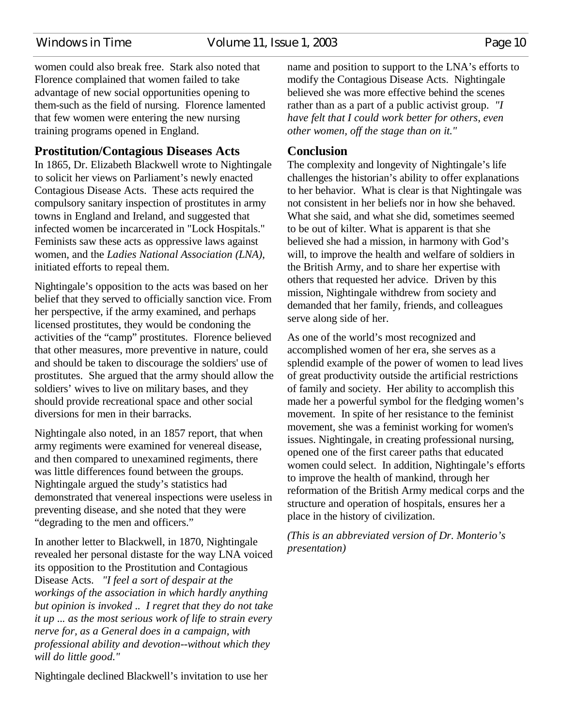women could also break free. Stark also noted that Florence complained that women failed to take advantage of new social opportunities opening to them-such as the field of nursing. Florence lamented that few women were entering the new nursing training programs opened in England.

## Prostitution/Contagious Diseases Acts

In 1865, Dr. Elizabeth Blackwell wrote to Nightingale to solicit her views on Parliament's newly enacted Contagious Disease Acts. These acts required the compulsory sanitary inspection of prostitutes in army towns in England and Ireland, and suggested that infected women be incarcerated in "Lock Hospitals." Feminists saw these acts as oppressive laws against women, and the *Ladies National Association (LNA)*, initiated efforts to repeal them.

Nightingale's opposition to the acts was based on her belief that they served to officially sanction vice. From her perspective, if the army examined, and perhaps licensed prostitutes, they would be condoning the activities of the "camp" prostitutes. Florence believed that other measures, more preventive in nature, could and should be taken to discourage the soldiers' use of prostitutes. She argued that the army should allow the soldiers' wives to live on military bases, and they should provide recreational space and other social diversions for men in their barracks.

Nightingale also noted, in an 1857 report, that when army regiments were examined for venereal disease, and then compared to unexamined regiments, there was little differences found between the groups. Nightingale argued the study's statistics had demonstrated that venereal inspections were useless in preventing disease, and she noted that they were "degrading to the men and officers."

In another letter to Blackwell, in 1870, Nightingale revealed her personal distaste for the way LNA voiced its opposition to the Prostitution and Contagious Disease Acts. *"I feel a sort of despair at the workings of the association in which hardly anything but opinion is invoked .. I regret that they do not take it up ... as the most serious work of life to strain every nerve for, as a General does in a campaign, with professional ability and devotion--without which they will do little good."*

Nightingale declined Blackwell's invitation to use her name and position to support to the LNA's efforts to modify the Contagious Disease Acts. Nightingale believed she was more effective behind the scenes rather than as a part of a public activist group. *"I have felt that I could work better for others, even other women, off the stage than on it."*

## Conclusion

The complexity and longevity of Nightingale's life challenges the historian's ability to offer explanations to her behavior. What is clear is that Nightingale was not consistent in her beliefs nor in how she behaved. What she said, and what she did, sometimes seemed to be out of kilter. What is apparent is that she believed she had a mission, in harmony with God's will, to improve the health and welfare of soldiers in the British Army, and to share her expertise with others that requested her advice. Driven by this mission, Nightingale withdrew from society and demanded that her family, friends, and colleagues serve along side of her.

As one of the world's most recognized and accomplished women of her era, she serves as a splendid example of the power of women to lead lives of great productivity outside the artificial restrictions of family and society. Her ability to accomplish this made her a powerful symbol for the fledging women's movement. In spite of her resistance to the feminist movement, she was a feminist working for women's issues. Nightingale, in creating professional nursing, opened one of the first career paths that educated women could select. In addition, Nightingale's efforts to improve the health of mankind, through her reformation of the British Army medical corps and the structure and operation of hospitals, ensures her a place in the history of civilization.

*(This is an abbreviated version of Dr. Monterio's presentation)*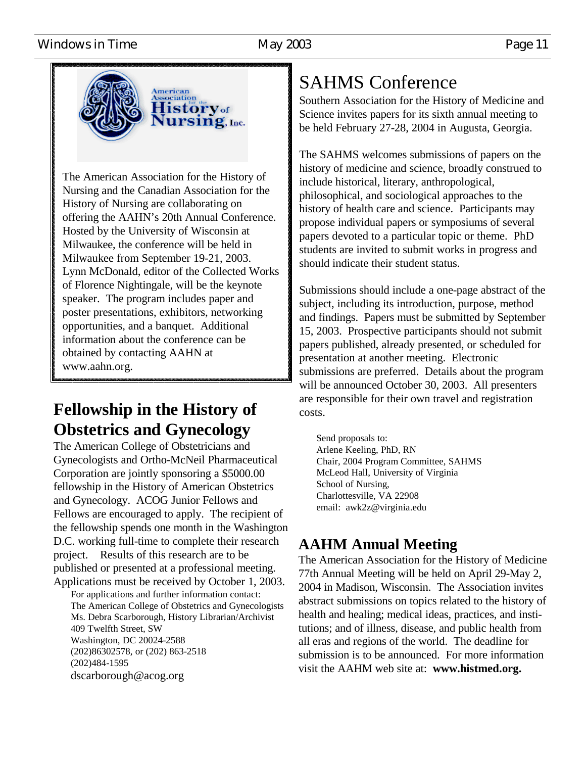American Association for the History of Nursing, Inc.

The American Association for the History of Nursing and the Canadian Association for the History of Nursing are collaborating on offering the AAHN's 20th Annual Conference. Hosted by the University of Wisconsin at Milwaukee, the conference will be held in Milwaukee from September 19-21, 2003. Lynn McDonald, editor of the Collected Works of Florence Nightingale, will be the keynote speaker. The program includes paper and poster presentations, exhibitors, networking opportunities, and a banquet. Additional information about the conference can be obtained by contacting AAHN at www.aahn.org.

## Fellowship in the History of Obstetrics and Gynecology

The American College of Obstetricians and Gynecologists and Ortho-McNeil Pharmaceutical Corporation are jointly sponsoring a $5000.00 fellowship in the History of American Obstetrics and Gynecology. ACOG Junior Fellows and Fellows are encouraged to apply. The recipient of the fellowship spends one month in the Washington D.C. working full-time to complete their research project. Results of this research are to be published or presented at a professional meeting. Applications must be received by October 1, 2003.

For applications and further information contact:
The American College of Obstetrics and Gynecologists
Ms. Debra Scarborough, History Librarian/Archivist
409 Twelfth Street, SW
Washington, DC 20024-2588
(202)86302578, or (202) 863-2518
(202)484-1595
dscarborough@acog.org

# SAHMS Conference

Southern Association for the History of Medicine and Science invites papers for its sixth annual meeting to be held February 27-28, 2004 in Augusta, Georgia.

The SAHMS welcomes submissions of papers on the history of medicine and science, broadly construed to include historical, literary, anthropological, philosophical, and sociological approaches to the history of health care and science. Participants may propose individual papers or symposiums of several papers devoted to a particular topic or theme. PhD students are invited to submit works in progress and should indicate their student status.

Submissions should include a one-page abstract of the subject, including its introduction, purpose, method and findings. Papers must be submitted by September 15, 2003. Prospective participants should not submit papers published, already presented, or scheduled for presentation at another meeting. Electronic submissions are preferred. Details about the program will be announced October 30, 2003. All presenters are responsible for their own travel and registration costs.

Send proposals to:
Arlene Keeling, PhD, RN
Chair, 2004 Program Committee, SAHMS
McLeod Hall, University of Virgina
School of Nursing,
Charlottesville, VA 22908
email: awk2z@virginia.edu

## AAHM Annual Meeting

The American Association for the History of Medicine 77th Annual Meeting will be held on April 29-May 2, 2004 in Madison, Wisconsin. The Association invites abstract submissions on topics related to the history of health and healing; medical ideas, practices, and institutions; and of illness, disease, and public health from all eras and regions of the world. The deadline for submission is to be announced. For more information visit the AAHM web site at: **www.histmed.org.**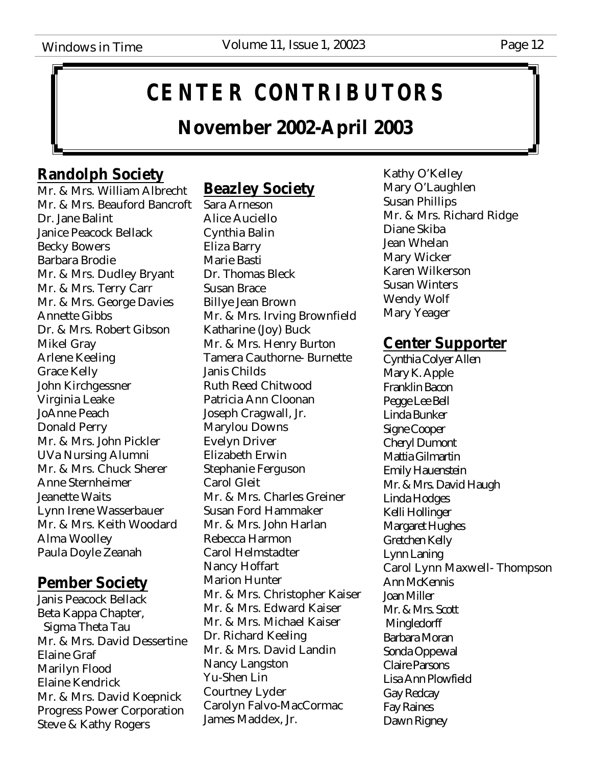# CENTER CONTRIBUTORS

## November 2002-April 2003

### Randolph Society

Mr. & Mrs. William Albrecht
Mr. & Mrs. Beauford Bancroft
Dr. Jane Balint
Janice Peacock Bellack
Becky Bowers
Barbara Brodie
Mr. & Mrs. Dudley Bryant
Mr. & Mrs. Terry Carr
Mr. & Mrs. George Davies
Annette Gibbs
Dr. & Mrs. Robert Gibson
Mikel Gray
Arlene Keeling
Grace Kelly
John Kirchgessner
Virginia Leake
JoAnne Peach
Donald Perry
Mr. & Mrs. John Pickler
UVa Nursing Alumni
Mr. & Mrs. Chuck Sherer
Anne Sternheimer
Jeanette Waits
Lynn Irene Wasserbauer
Mr. & Mrs. Keith Woodard
Alma Woolley
Paula Doyle Zeanah

### Pember Society

Janis Peacock Bellack
Beta Kappa Chapter, Sigma Theta Tau
Mr. & Mrs. David Dessertine
Elaine Graf
Marilyn Flood
Elaine Kendrick
Mr. & Mrs. David Koepnick
Progress Power Corporation
Steve & Kathy Rogers

### Beazley Society

Sara Arneson
Alice Auciello
Cynthia Balin
Eliza Barry
Marie Basti
Dr. Thomas Bleck
Susan Brace
Billye Jean Brown
Mr. & Mrs. Irving Brownfield
Katharine (Joy) Buck
Mr. & Mrs. Henry Burton
Tamera Cauthorne- Burnette
Janis Childs
Ruth Reed Chitwood
Patricia Ann Cloonan
Joseph Cragwall, Jr.
Marylou Downs
Evelyn Driver
Elizabeth Erwin
Stephanie Ferguson
Carol Gleit
Mr. & Mrs. Charles Greiner
Susan Ford Hammaker
Mr. & Mrs. John Harlan
Rebecca Harmon
Carol Helmstadter
Nancy Hoffart
Marion Hunter
Mr. & Mrs. Christopher Kaiser
Mr. & Mrs. Edward Kaiser
Mr. & Mrs. Michael Kaiser
Dr. Richard Keeling
Mr. & Mrs. David Landin
Nancy Langston
Yu-Shen Lin
Courtney Lyder
Carolyn Falvo-MacCormac
James Maddex, Jr.
Kathy O'Kelley
Mary O'Laughlen
Susan Phillips
Mr. & Mrs. Richard Ridge
Diane Skiba
Jean Whelan
Mary Wicker
Karen Wilkerson
Susan Winters
Wendy Wolf
Mary Yeager

### Center Supporter

Cynthia Colyer Allen
Mary K. Apple
Franklin Bacon
Pegge Lee Bell
Linda Bunker
Signe Cooper
Cheryl Dumont
Mattia Gilmartin
Emily Hauenstein
Mr. & Mrs. David Haugh
Linda Hodges
Kelli Hollinger
Margaret Hughes
Gretchen Kelly
Lynn Laning
Carol Lynn Maxwell- Thompson
Ann McKennis
Joan Miller
Mr. & Mrs. Scott Mingledorff
Barbara Moran
Sonda Oppewal
Claire Parsons
Lisa Ann Plowfield
Gay Redcay
Fay Raines
Dawn Rigney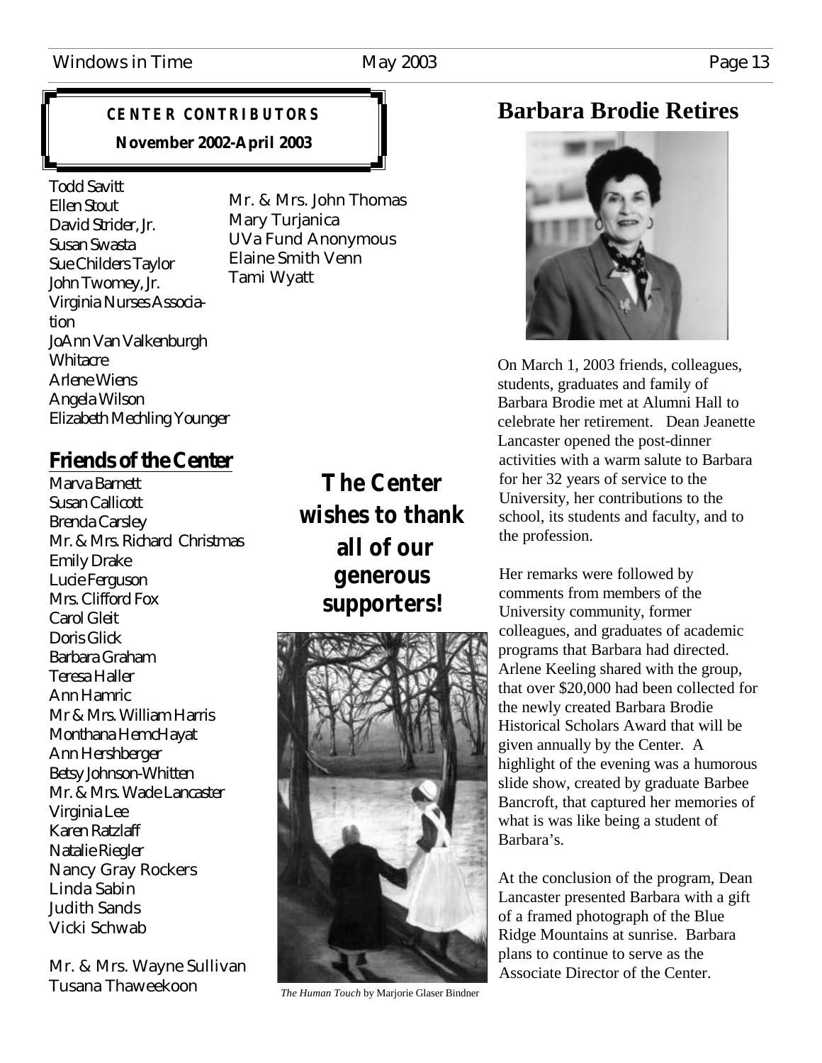## CENTER CONTRIBUTORS

**November 2002-April 2003**

Todd Savitt
Ellen Stout
David Strider, Jr.
Susan Swasta
Sue Childers Taylor
John Twomey, Jr.
Virginia Nurses Association
JoAnn Van Valkenburgh Whitacre
Arlene Wiens
Angela Wilson
Elizabeth Mechling Younger
Mr. & Mrs. John Thomas
Mary Turjanica
UVa Fund Anonymous
Elaine Smith Venn
Tami Wyatt

## Friends of the Center

Marva Barnett
Susan Callicott
Brenda Carsley
Mr. & Mrs. Richard Christmas
Emily Drake
Lucie Ferguson
Mrs. Clifford Fox
Carol Gleit
Doris Glick
Barbara Graham
Teresa Haller
Ann Hamric
Mr & Mrs. William Harris
Monthana HemdHayat
Ann Hershberger
Betsy Johnson-Whitten
Mr. & Mrs. Wade Lancaster
Virginia Lee
Karen Ratzlaff
Natalie Riegler
Nancy Gray Rockers
Linda Sabin
Judith Sands
Vicki Schwab

Mr. & Mrs. Wayne Sullivan
Tusana Thaweekoon

**The Center wishes to thank all of our generous supporters!**

*The Human Touch* by Marjorie Glaser Bindner

# Barbara Brodie Retires

On March 1, 2003 friends, colleagues, students, graduates and family of Barbara Brodie met at Alumni Hall to celebrate her retirement. Dean Jeanette Lancaster opened the post-dinner activities with a warm salute to Barbara for her 32 years of service to the University, her contributions to the school, its students and faculty, and to the profession.

Her remarks were followed by comments from members of the University community, former colleagues, and graduates of academic programs that Barbara had directed. Arlene Keeling shared with the group, that over $20,000 had been collected for the newly created Barbara Brodie Historical Scholars Award that will be given annually by the Center. A highlight of the evening was a humorous slide show, created by graduate Barbee Bancroft, that captured her memories of what is was like being a student of Barbara's.

At the conclusion of the program, Dean Lancaster presented Barbara with a gift of a framed photograph of the Blue Ridge Mountains at sunrise. Barbara plans to continue to serve as the Associate Director of the Center.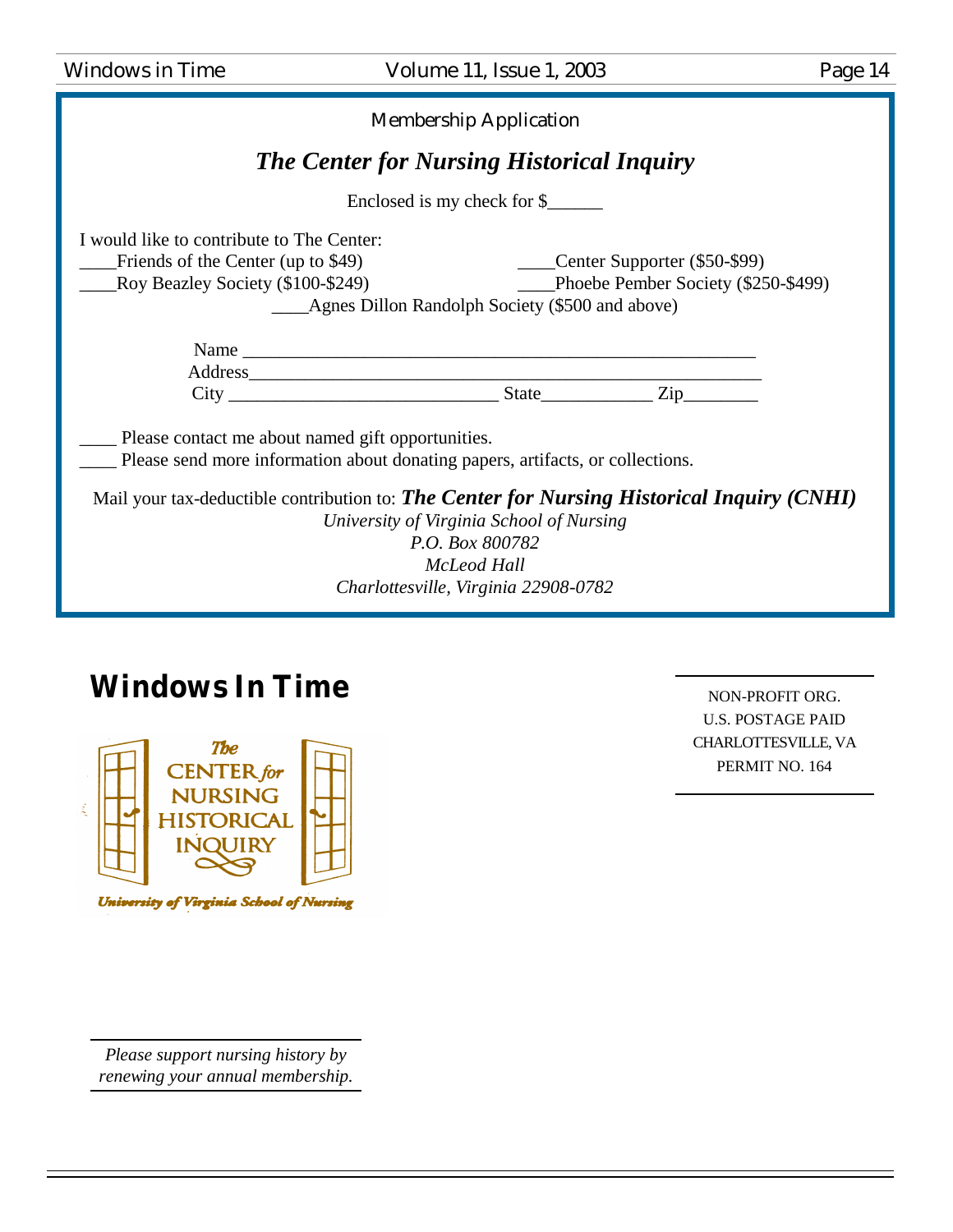Membership Application

## *The Center for Nursing Historical Inquiry*

Enclosed is my check for $______

I would like to contribute to The Center:

____Friends of the Center (up to $49)

____Center Supporter ($50-$99)

____Roy Beazley Society ($100-$249)

____Phoebe Pember Society ($250-$499)

____Agnes Dillon Randolph Society ($500 and above)

Name ________________________________________________________

Address________________________________________________________

City ______________________________ State____________ Zip________

____ Please contact me about named gift opportunities.

____ Please send more information about donating papers, artifacts, or collections.

Mail your tax-deductible contribution to: ***The Center for Nursing Historical Inquiry (CNHI)***

*University of Virginia School of Nursing*
*P.O. Box 800782*
*McLeod Hall*
*Charlottesville, Virginia 22908-0782*

# Windows In Time

The CENTER for NURSING HISTORICAL INQUIRY

University of Virginia School of Nursing

NON-PROFIT ORG.
U.S. POSTAGE PAID
CHARLOTTESVILLE, VA
PERMIT NO. 164

*Please support nursing history by renewing your annual membership.*